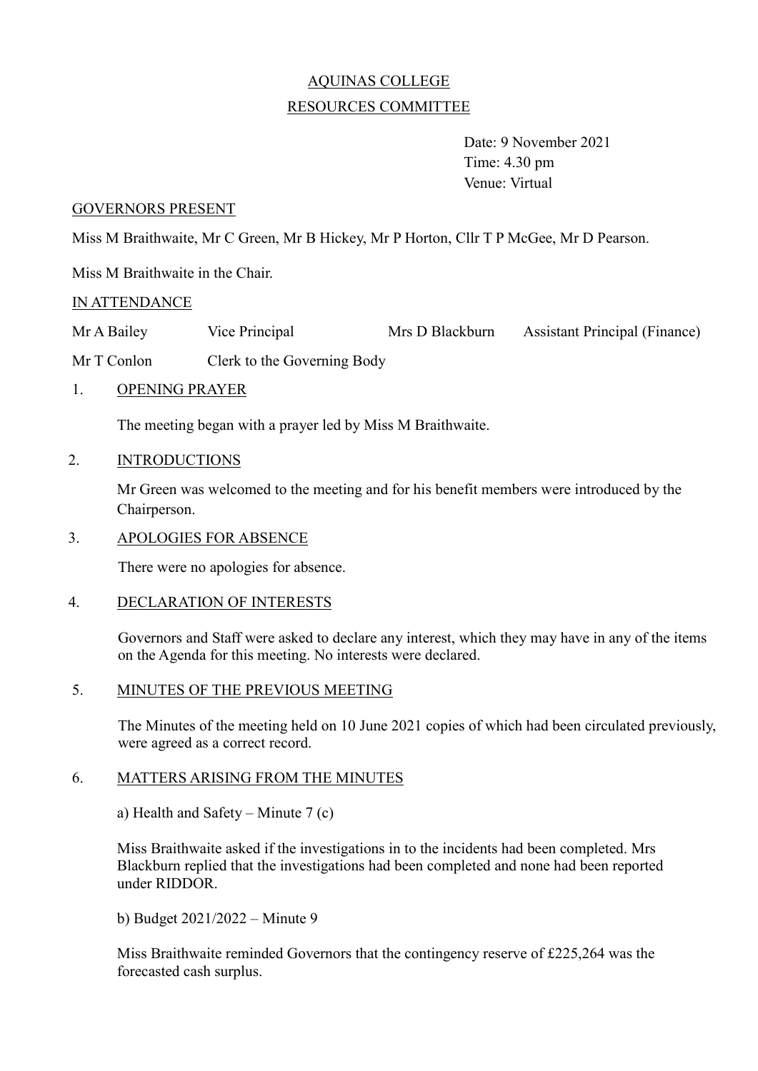# AQUINAS COLLEGE

## RESOURCES COMMITTEE

Date: 9 November 2021
Time: 4.30 pm
Venue: Virtual

GOVERNORS PRESENT

Miss M Braithwaite, Mr C Green, Mr B Hickey, Mr P Horton, Cllr T P McGee, Mr D Pearson.

Miss M Braithwaite in the Chair.

IN ATTENDANCE

| | | | |
|---|---|---|---|
| Mr A Bailey | Vice Principal | Mrs D Blackburn | Assistant Principal (Finance) |
| Mr T Conlon | Clerk to the Governing Body | | |

1. OPENING PRAYER

   The meeting began with a prayer led by Miss M Braithwaite.

2. INTRODUCTIONS

   Mr Green was welcomed to the meeting and for his benefit members were introduced by the Chairperson.

3. APOLOGIES FOR ABSENCE

   There were no apologies for absence.

4. DECLARATION OF INTERESTS

   Governors and Staff were asked to declare any interest, which they may have in any of the items on the Agenda for this meeting. No interests were declared.

5. MINUTES OF THE PREVIOUS MEETING

   The Minutes of the meeting held on 10 June 2021 copies of which had been circulated previously, were agreed as a correct record.

6. MATTERS ARISING FROM THE MINUTES

   a) Health and Safety – Minute 7 (c)

   Miss Braithwaite asked if the investigations in to the incidents had been completed. Mrs Blackburn replied that the investigations had been completed and none had been reported under RIDDOR.

   b) Budget 2021/2022 – Minute 9

   Miss Braithwaite reminded Governors that the contingency reserve of £225,264 was the forecasted cash surplus.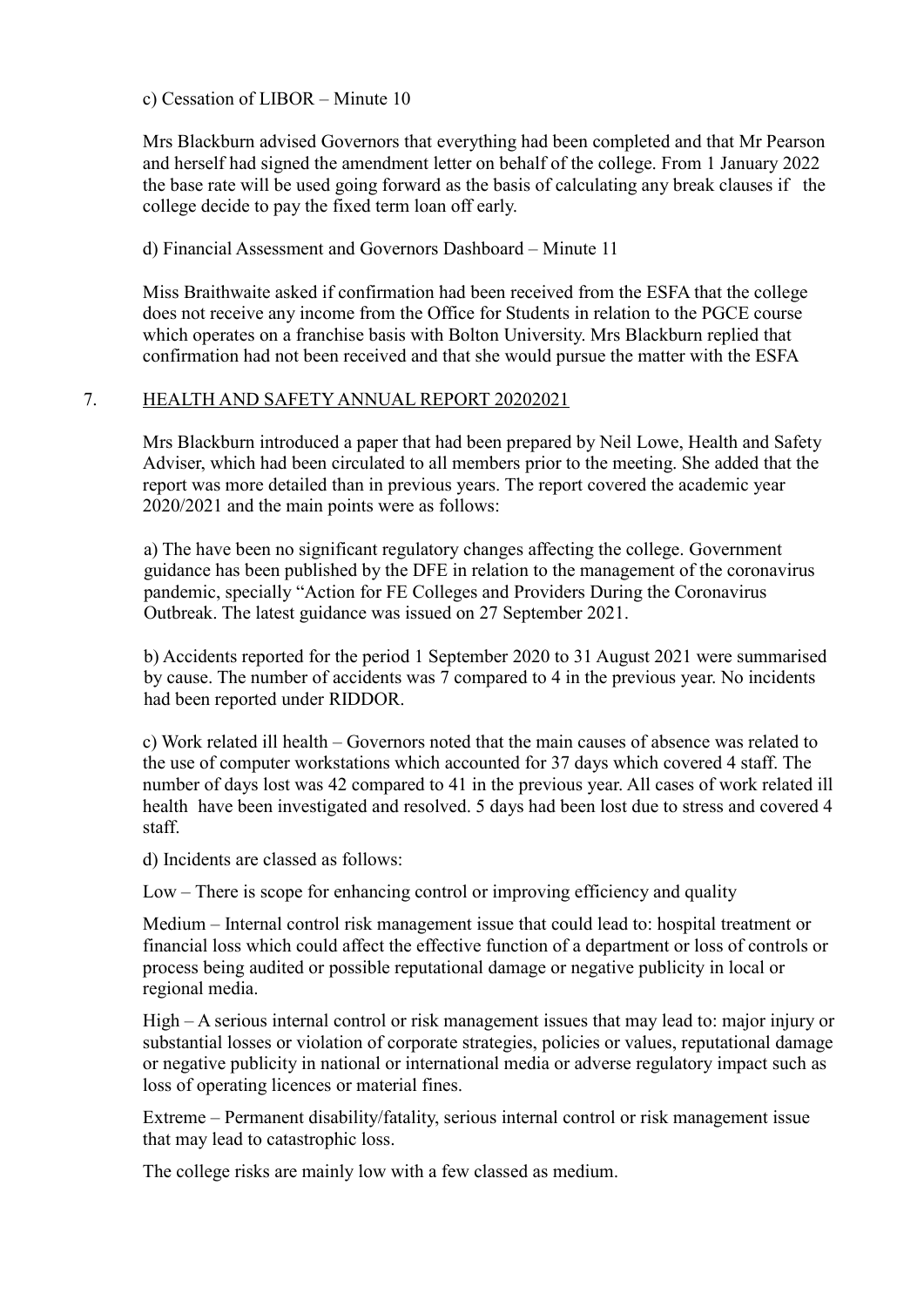c) Cessation of LIBOR – Minute 10

Mrs Blackburn advised Governors that everything had been completed and that Mr Pearson and herself had signed the amendment letter on behalf of the college. From 1 January 2022 the base rate will be used going forward as the basis of calculating any break clauses if the college decide to pay the fixed term loan off early.

d) Financial Assessment and Governors Dashboard – Minute 11

Miss Braithwaite asked if confirmation had been received from the ESFA that the college does not receive any income from the Office for Students in relation to the PGCE course which operates on a franchise basis with Bolton University. Mrs Blackburn replied that confirmation had not been received and that she would pursue the matter with the ESFA

## 7. HEALTH AND SAFETY ANNUAL REPORT 20202021

Mrs Blackburn introduced a paper that had been prepared by Neil Lowe, Health and Safety Adviser, which had been circulated to all members prior to the meeting. She added that the report was more detailed than in previous years. The report covered the academic year 2020/2021 and the main points were as follows:

a) The have been no significant regulatory changes affecting the college. Government guidance has been published by the DFE in relation to the management of the coronavirus pandemic, specially "Action for FE Colleges and Providers During the Coronavirus Outbreak. The latest guidance was issued on 27 September 2021.

b) Accidents reported for the period 1 September 2020 to 31 August 2021 were summarised by cause. The number of accidents was 7 compared to 4 in the previous year. No incidents had been reported under RIDDOR.

c) Work related ill health – Governors noted that the main causes of absence was related to the use of computer workstations which accounted for 37 days which covered 4 staff. The number of days lost was 42 compared to 41 in the previous year. All cases of work related ill health have been investigated and resolved. 5 days had been lost due to stress and covered 4 staff.

d) Incidents are classed as follows:

Low – There is scope for enhancing control or improving efficiency and quality

Medium – Internal control risk management issue that could lead to: hospital treatment or financial loss which could affect the effective function of a department or loss of controls or process being audited or possible reputational damage or negative publicity in local or regional media.

High – A serious internal control or risk management issues that may lead to: major injury or substantial losses or violation of corporate strategies, policies or values, reputational damage or negative publicity in national or international media or adverse regulatory impact such as loss of operating licences or material fines.

Extreme – Permanent disability/fatality, serious internal control or risk management issue that may lead to catastrophic loss.

The college risks are mainly low with a few classed as medium.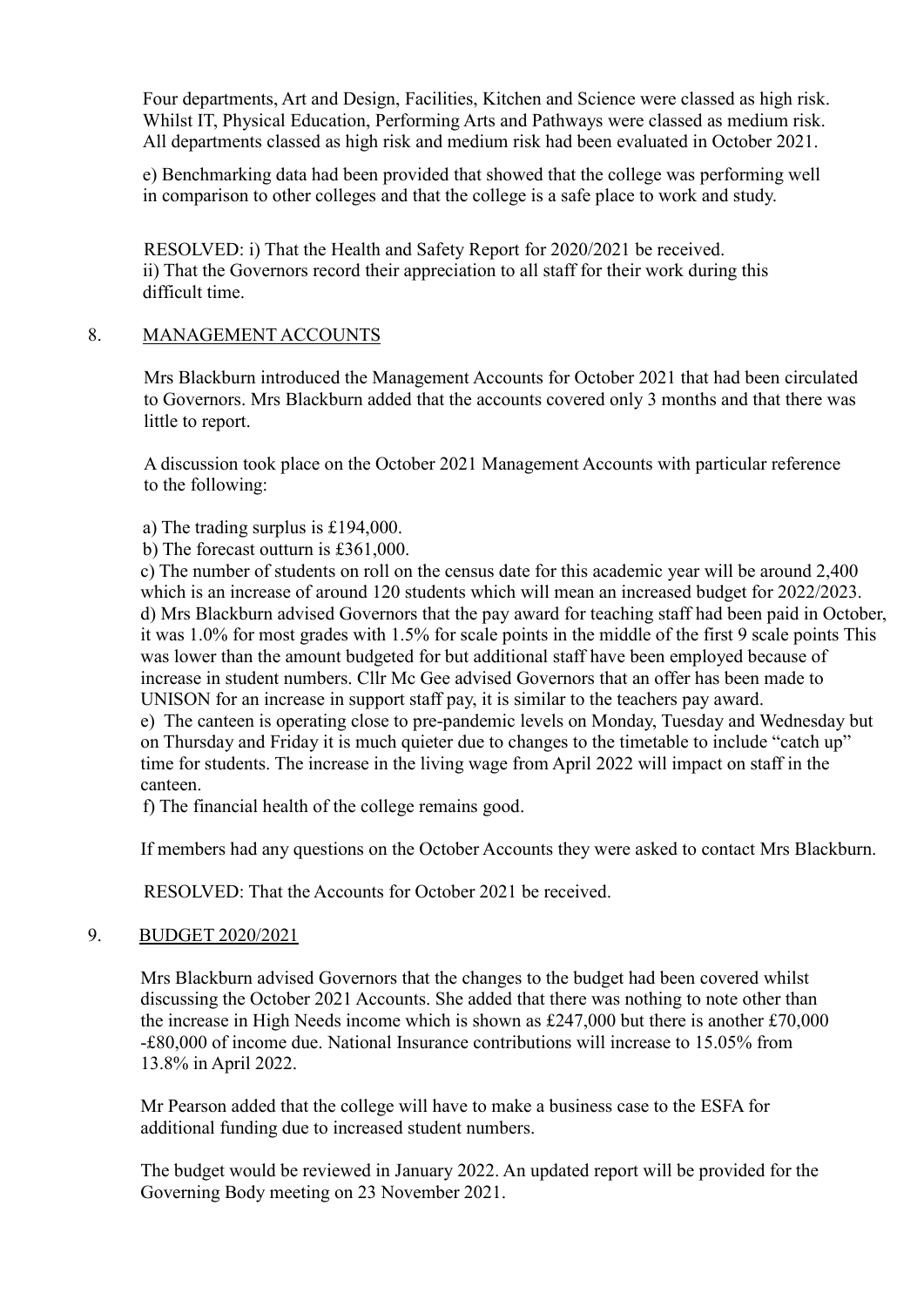Four departments, Art and Design, Facilities, Kitchen and Science were classed as high risk. Whilst IT, Physical Education, Performing Arts and Pathways were classed as medium risk. All departments classed as high risk and medium risk had been evaluated in October 2021.

e) Benchmarking data had been provided that showed that the college was performing well in comparison to other colleges and that the college is a safe place to work and study.

RESOLVED: i) That the Health and Safety Report for 2020/2021 be received.
ii) That the Governors record their appreciation to all staff for their work during this difficult time.

## 8. MANAGEMENT ACCOUNTS

Mrs Blackburn introduced the Management Accounts for October 2021 that had been circulated to Governors. Mrs Blackburn added that the accounts covered only 3 months and that there was little to report.

A discussion took place on the October 2021 Management Accounts with particular reference to the following:

a) The trading surplus is £194,000.
b) The forecast outturn is £361,000.
c) The number of students on roll on the census date for this academic year will be around 2,400 which is an increase of around 120 students which will mean an increased budget for 2022/2023.
d) Mrs Blackburn advised Governors that the pay award for teaching staff had been paid in October, it was 1.0% for most grades with 1.5% for scale points in the middle of the first 9 scale points This was lower than the amount budgeted for but additional staff have been employed because of increase in student numbers. Cllr Mc Gee advised Governors that an offer has been made to UNISON for an increase in support staff pay, it is similar to the teachers pay award.
e) The canteen is operating close to pre-pandemic levels on Monday, Tuesday and Wednesday but on Thursday and Friday it is much quieter due to changes to the timetable to include "catch up" time for students. The increase in the living wage from April 2022 will impact on staff in the canteen.
f) The financial health of the college remains good.

If members had any questions on the October Accounts they were asked to contact Mrs Blackburn.

RESOLVED: That the Accounts for October 2021 be received.

## 9. BUDGET 2020/2021

Mrs Blackburn advised Governors that the changes to the budget had been covered whilst discussing the October 2021 Accounts. She added that there was nothing to note other than the increase in High Needs income which is shown as £247,000 but there is another £70,000 -£80,000 of income due. National Insurance contributions will increase to 15.05% from 13.8% in April 2022.

Mr Pearson added that the college will have to make a business case to the ESFA for additional funding due to increased student numbers.

The budget would be reviewed in January 2022. An updated report will be provided for the Governing Body meeting on 23 November 2021.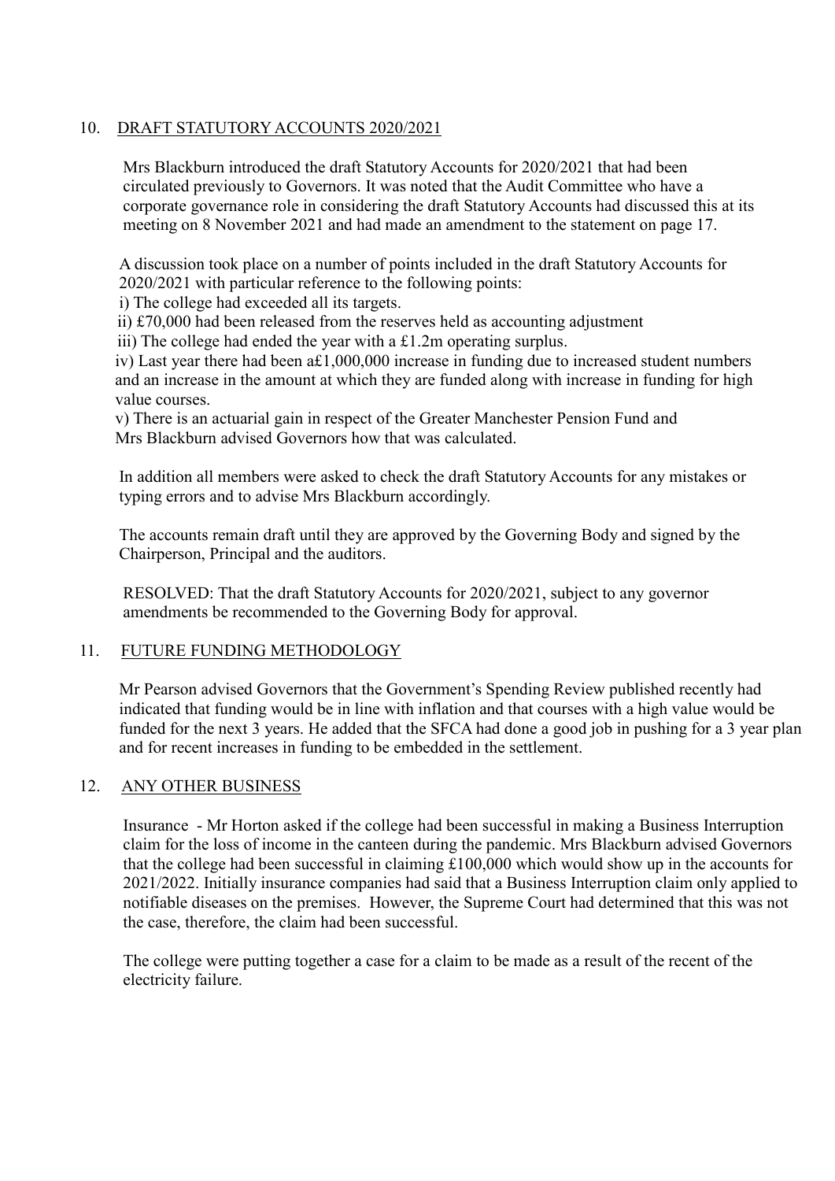## 10. DRAFT STATUTORY ACCOUNTS 2020/2021

Mrs Blackburn introduced the draft Statutory Accounts for 2020/2021 that had been circulated previously to Governors. It was noted that the Audit Committee who have a corporate governance role in considering the draft Statutory Accounts had discussed this at its meeting on 8 November 2021 and had made an amendment to the statement on page 17.

A discussion took place on a number of points included in the draft Statutory Accounts for 2020/2021 with particular reference to the following points:

i) The college had exceeded all its targets.  
ii) £70,000 had been released from the reserves held as accounting adjustment  
iii) The college had ended the year with a £1.2m operating surplus.  
iv) Last year there had been a£1,000,000 increase in funding due to increased student numbers and an increase in the amount at which they are funded along with increase in funding for high value courses.  
v) There is an actuarial gain in respect of the Greater Manchester Pension Fund and Mrs Blackburn advised Governors how that was calculated.

In addition all members were asked to check the draft Statutory Accounts for any mistakes or typing errors and to advise Mrs Blackburn accordingly.

The accounts remain draft until they are approved by the Governing Body and signed by the Chairperson, Principal and the auditors.

RESOLVED: That the draft Statutory Accounts for 2020/2021, subject to any governor amendments be recommended to the Governing Body for approval.

## 11. FUTURE FUNDING METHODOLOGY

Mr Pearson advised Governors that the Government's Spending Review published recently had indicated that funding would be in line with inflation and that courses with a high value would be funded for the next 3 years. He added that the SFCA had done a good job in pushing for a 3 year plan and for recent increases in funding to be embedded in the settlement.

## 12. ANY OTHER BUSINESS

Insurance - Mr Horton asked if the college had been successful in making a Business Interruption claim for the loss of income in the canteen during the pandemic. Mrs Blackburn advised Governors that the college had been successful in claiming £100,000 which would show up in the accounts for 2021/2022. Initially insurance companies had said that a Business Interruption claim only applied to notifiable diseases on the premises. However, the Supreme Court had determined that this was not the case, therefore, the claim had been successful.

The college were putting together a case for a claim to be made as a result of the recent of the electricity failure.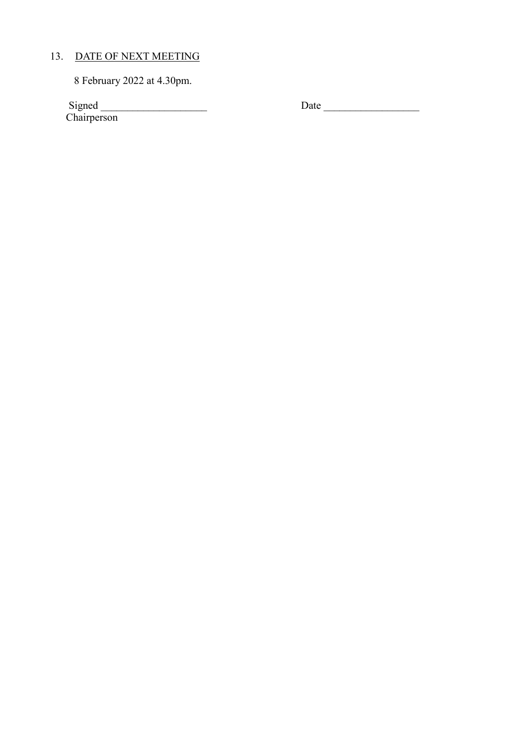## 13. DATE OF NEXT MEETING

8 February 2022 at 4.30pm.

Signed ____________________ Date __________________

Chairperson